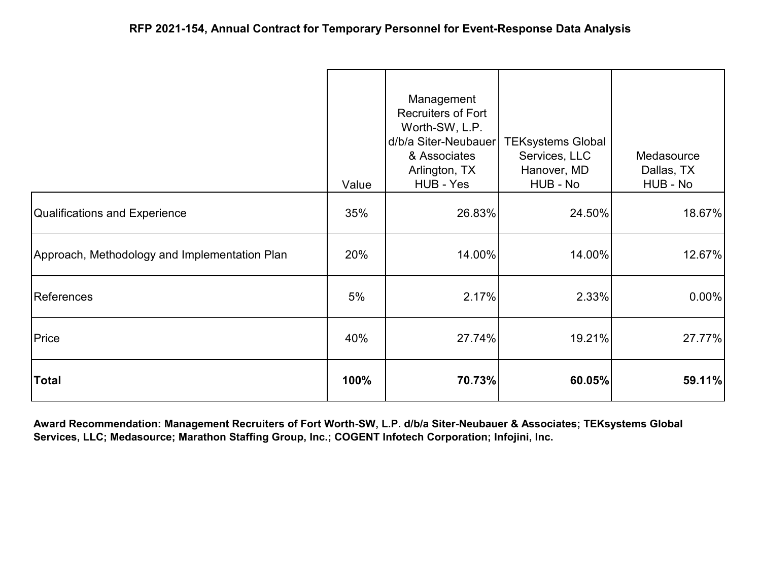# RFP 2021-154, Annual Contract for Temporary Personnel for Event-Response Data Analysis

| | Value | Management Recruiters of Fort Worth-SW, L.P. d/b/a Siter-Neubauer & Associates Arlington, TX HUB - Yes | TEKsystems Global Services, LLC Hanover, MD HUB - No | Medasource Dallas, TX HUB - No |
|---|---|---|---|---|
| Qualifications and Experience | 35% | 26.83% | 24.50% | 18.67% |
| Approach, Methodology and Implementation Plan | 20% | 14.00% | 14.00% | 12.67% |
| References | 5% | 2.17% | 2.33% | 0.00% |
| Price | 40% | 27.74% | 19.21% | 27.77% |
| **Total** | **100%** | **70.73%** | **60.05%** | **59.11%** |

**Award Recommendation: Management Recruiters of Fort Worth-SW, L.P. d/b/a Siter-Neubauer & Associates; TEKsystems Global Services, LLC; Medasource; Marathon Staffing Group, Inc.; COGENT Infotech Corporation; Infojini, Inc.**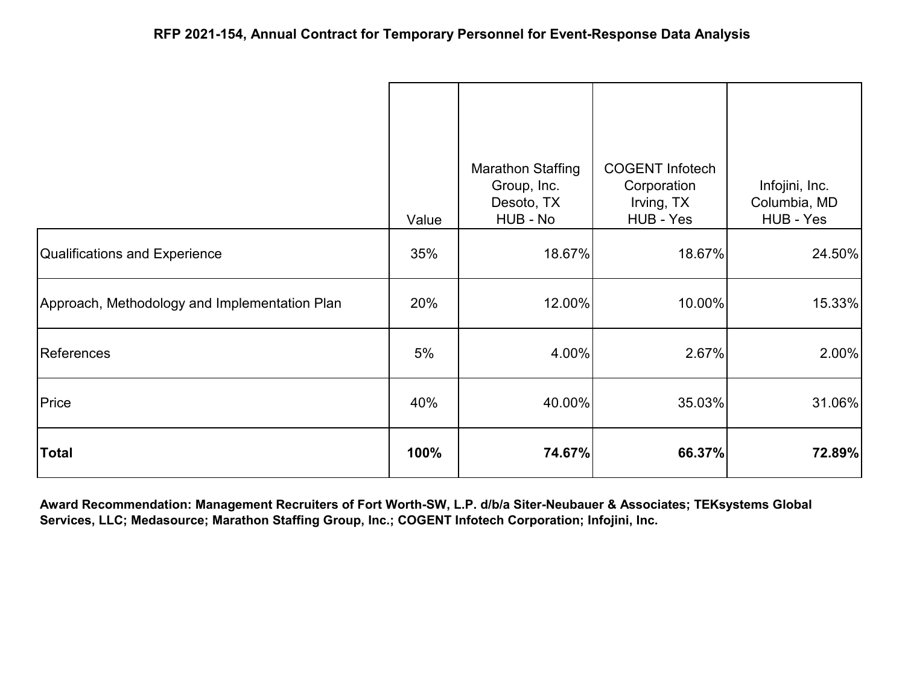# RFP 2021-154, Annual Contract for Temporary Personnel for Event-Response Data Analysis

| | Value | Marathon Staffing Group, Inc. Desoto, TX HUB - No | COGENT Infotech Corporation Irving, TX HUB - Yes | Infojini, Inc. Columbia, MD HUB - Yes |
|---|---|---|---|---|
| Qualifications and Experience | 35% | 18.67% | 18.67% | 24.50% |
| Approach, Methodology and Implementation Plan | 20% | 12.00% | 10.00% | 15.33% |
| References | 5% | 4.00% | 2.67% | 2.00% |
| Price | 40% | 40.00% | 35.03% | 31.06% |
| **Total** | **100%** | **74.67%** | **66.37%** | **72.89%** |

**Award Recommendation: Management Recruiters of Fort Worth-SW, L.P. d/b/a Siter-Neubauer & Associates; TEKsystems Global Services, LLC; Medasource; Marathon Staffing Group, Inc.; COGENT Infotech Corporation; Infojini, Inc.**